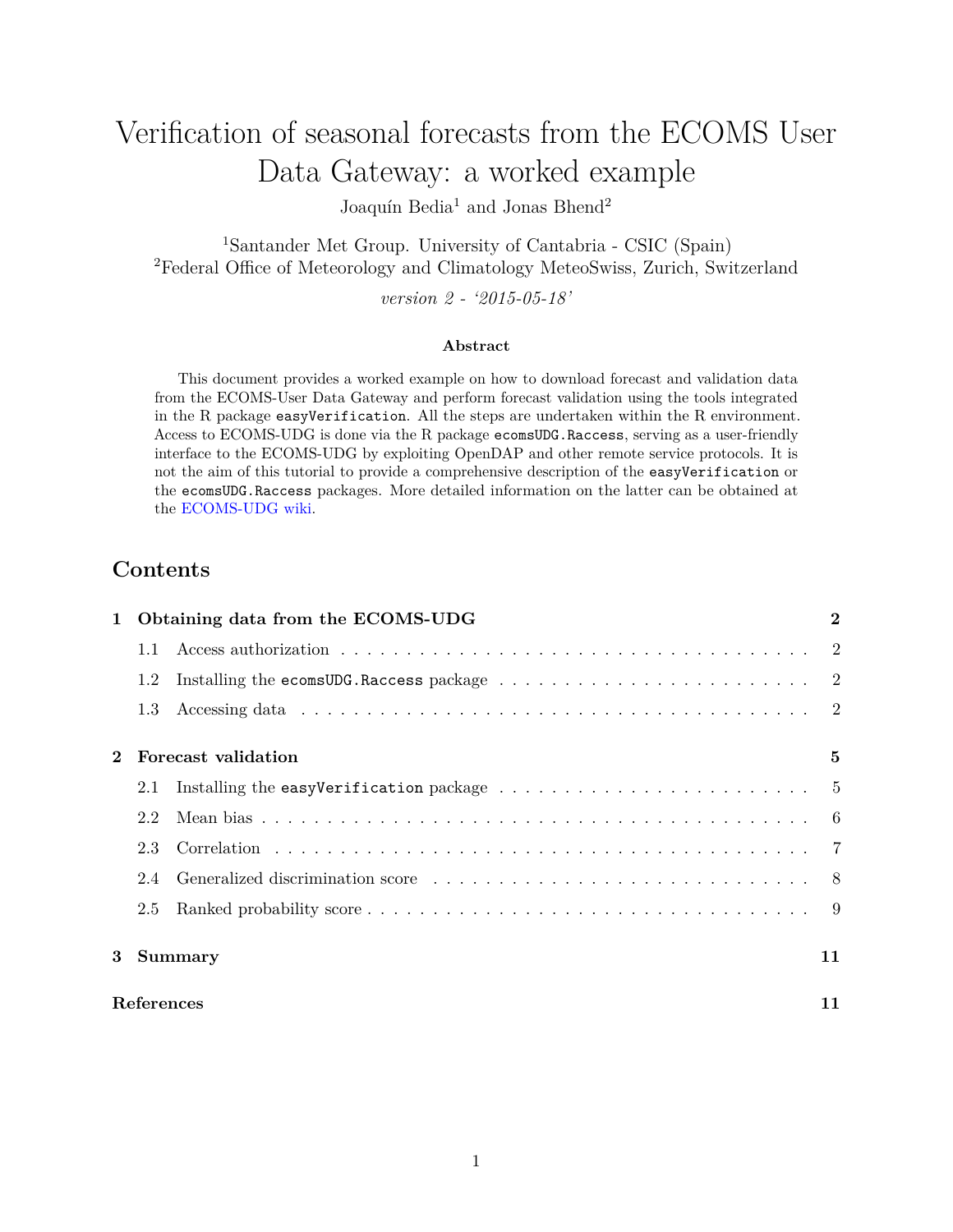# Verification of seasonal forecasts from the ECOMS User Data Gateway: a worked example

Joaquín Bedia[1] and Jonas Bhend[2]

[1]Santander Met Group. University of Cantabria - CSIC (Spain)
[2]Federal Office of Meteorology and Climatology MeteoSwiss, Zurich, Switzerland

*version 2 - '2015-05-18'*

**Abstract**

This document provides a worked example on how to download forecast and validation data from the ECOMS-User Data Gateway and perform forecast validation using the tools integrated in the R package `easyVerification`. All the steps are undertaken within the R environment. Access to ECOMS-UDG is done via the R package `ecomsUDG.Raccess`, serving as a user-friendly interface to the ECOMS-UDG by exploiting OpenDAP and other remote service protocols. It is not the aim of this tutorial to provide a comprehensive description of the `easyVerification` or the `ecomsUDG.Raccess` packages. More detailed information on the latter can be obtained at the ECOMS-UDG wiki.

## Contents

**1 Obtaining data from the ECOMS-UDG** — 2
- 1.1 Access authorization — 2
- 1.2 Installing the `ecomsUDG.Raccess` package — 2
- 1.3 Accessing data — 2

**2 Forecast validation** — 5
- 2.1 Installing the `easyVerification` package — 5
- 2.2 Mean bias — 6
- 2.3 Correlation — 7
- 2.4 Generalized discrimination score — 8
- 2.5 Ranked probability score — 9

**3 Summary** — 11

**References** — 11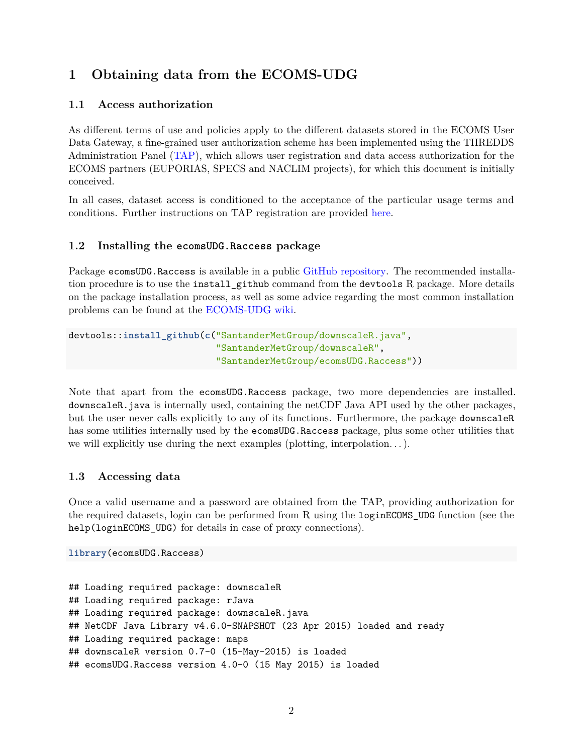# 1 Obtaining data from the ECOMS-UDG

## 1.1 Access authorization

As different terms of use and policies apply to the different datasets stored in the ECOMS User Data Gateway, a fine-grained user authorization scheme has been implemented using the THREDDS Administration Panel (TAP), which allows user registration and data access authorization for the ECOMS partners (EUPORIAS, SPECS and NACLIM projects), for which this document is initially conceived.

In all cases, dataset access is conditioned to the acceptance of the particular usage terms and conditions. Further instructions on TAP registration are provided here.

## 1.2 Installing the `ecomsUDG.Raccess` package

Package `ecomsUDG.Raccess` is available in a public GitHub repository. The recommended installation procedure is to use the `install_github` command from the `devtools` R package. More details on the package installation process, as well as some advice regarding the most common installation problems can be found at the ECOMS-UDG wiki.

```
devtools::install_github(c("SantanderMetGroup/downscaleR.java",
                           "SantanderMetGroup/downscaleR",
                           "SantanderMetGroup/ecomsUDG.Raccess"))
```

Note that apart from the `ecomsUDG.Raccess` package, two more dependencies are installed. `downscaleR.java` is internally used, containing the netCDF Java API used by the other packages, but the user never calls explicitly to any of its functions. Furthermore, the package `downscaleR` has some utilities internally used by the `ecomsUDG.Raccess` package, plus some other utilities that we will explicitly use during the next examples (plotting, interpolation...).

## 1.3 Accessing data

Once a valid username and a password are obtained from the TAP, providing authorization for the required datasets, login can be performed from R using the `loginECOMS_UDG` function (see the `help(loginECOMS_UDG)` for details in case of proxy connections).

```
library(ecomsUDG.Raccess)
```

```
## Loading required package: downscaleR
## Loading required package: rJava
## Loading required package: downscaleR.java
## NetCDF Java Library v4.6.0-SNAPSHOT (23 Apr 2015) loaded and ready
## Loading required package: maps
## downscaleR version 0.7-0 (15-May-2015) is loaded
## ecomsUDG.Raccess version 4.0-0 (15 May 2015) is loaded
```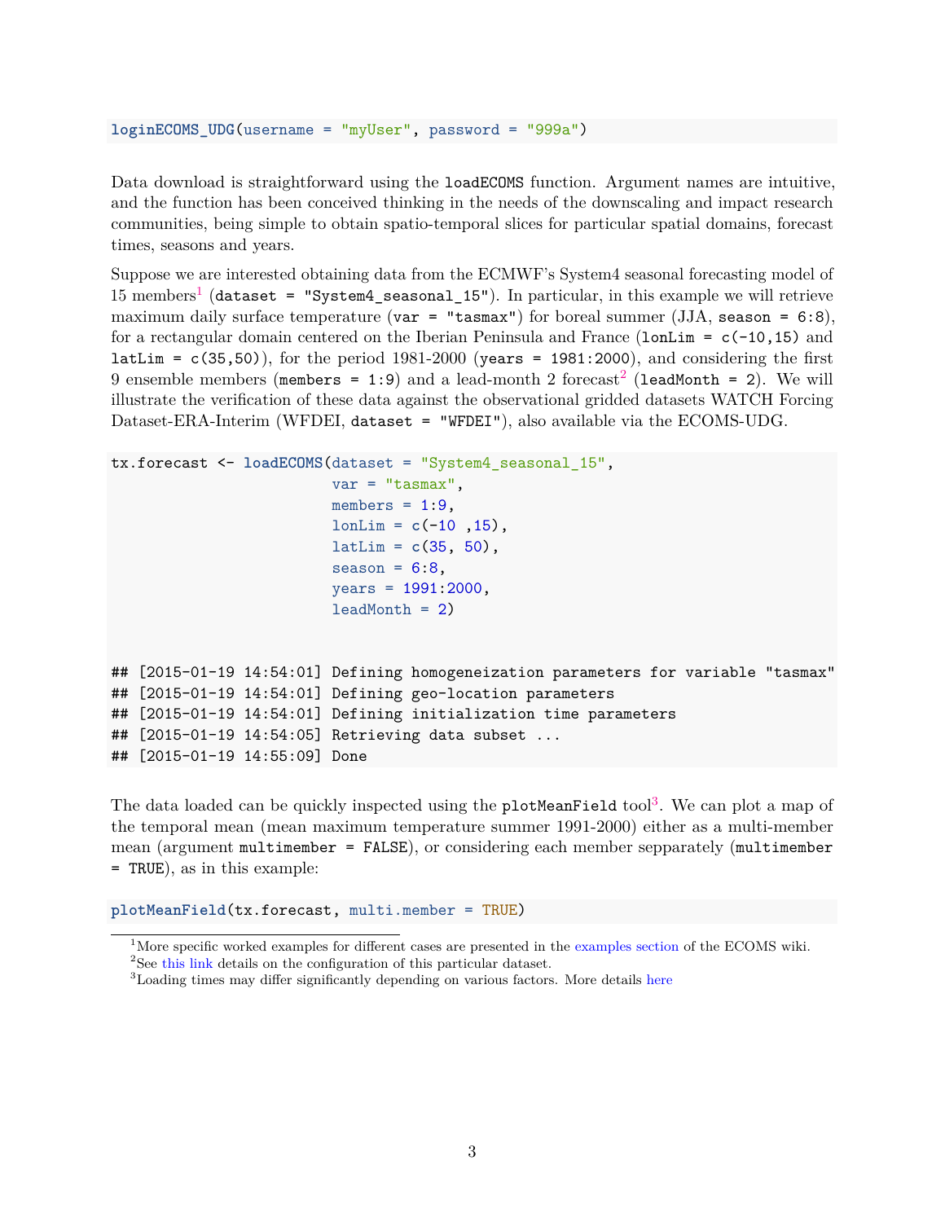```
loginECOMS_UDG(username = "myUser", password = "999a")
```

Data download is straightforward using the `loadECOMS` function. Argument names are intuitive, and the function has been conceived thinking in the needs of the downscaling and impact research communities, being simple to obtain spatio-temporal slices for particular spatial domains, forecast times, seasons and years.

Suppose we are interested obtaining data from the ECMWF's System4 seasonal forecasting model of 15 members[1] (`dataset = "System4_seasonal_15"`). In particular, in this example we will retrieve maximum daily surface temperature (`var = "tasmax"`) for boreal summer (JJA, `season = 6:8`), for a rectangular domain centered on the Iberian Peninsula and France (`lonLim = c(-10,15)` and `latLim = c(35,50)`), for the period 1981-2000 (`years = 1981:2000`), and considering the first 9 ensemble members (`members = 1:9`) and a lead-month 2 forecast[2] (`leadMonth = 2`). We will illustrate the verification of these data against the observational gridded datasets WATCH Forcing Dataset-ERA-Interim (WFDEI, `dataset = "WFDEI"`), also available via the ECOMS-UDG.

```
tx.forecast <- loadECOMS(dataset = "System4_seasonal_15",
                         var = "tasmax",
                         members = 1:9,
                         lonLim = c(-10 ,15),
                         latLim = c(35, 50),
                         season = 6:8,
                         years = 1991:2000,
                         leadMonth = 2)


## [2015-01-19 14:54:01] Defining homogeneization parameters for variable "tasmax"
## [2015-01-19 14:54:01] Defining geo-location parameters
## [2015-01-19 14:54:01] Defining initialization time parameters
## [2015-01-19 14:54:05] Retrieving data subset ...
## [2015-01-19 14:55:09] Done
```

The data loaded can be quickly inspected using the `plotMeanField` tool[3]. We can plot a map of the temporal mean (mean maximum temperature summer 1991-2000) either as a multi-member mean (argument `multimember = FALSE`), or considering each member sepparately (`multimember = TRUE`), as in this example:

```
plotMeanField(tx.forecast, multi.member = TRUE)
```

---

[1] More specific worked examples for different cases are presented in the examples section of the ECOMS wiki.

[2] See this link details on the configuration of this particular dataset.

[3] Loading times may differ significantly depending on various factors. More details here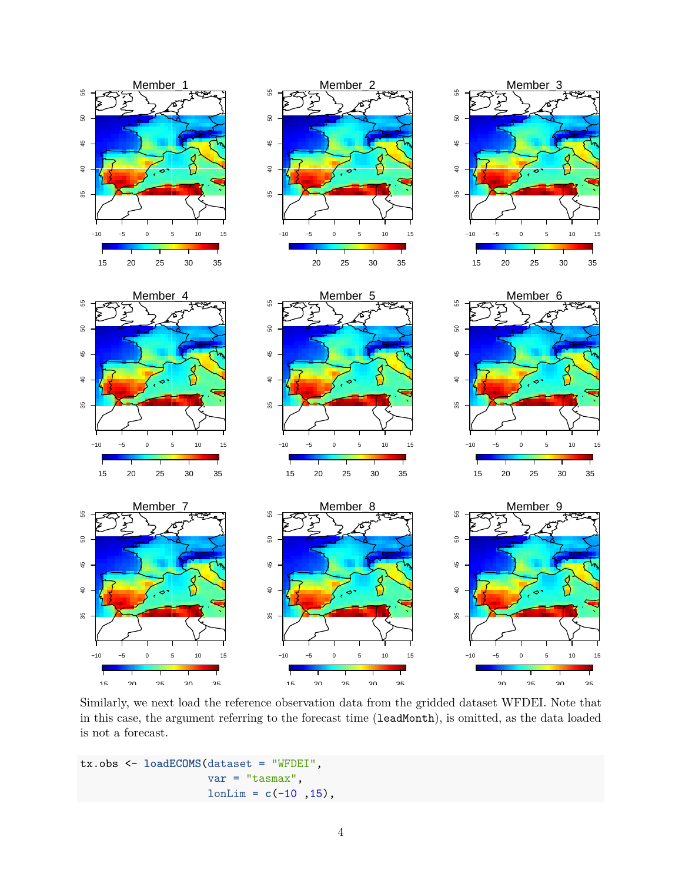Similarly, we next load the reference observation data from the gridded dataset WFDEI. Note that in this case, the argument referring to the forecast time (`leadMonth`), is omitted, as the data loaded is not a forecast.

```
tx.obs <- loadECOMS(dataset = "WFDEI",
                    var = "tasmax",
                    lonLim = c(-10 ,15),
```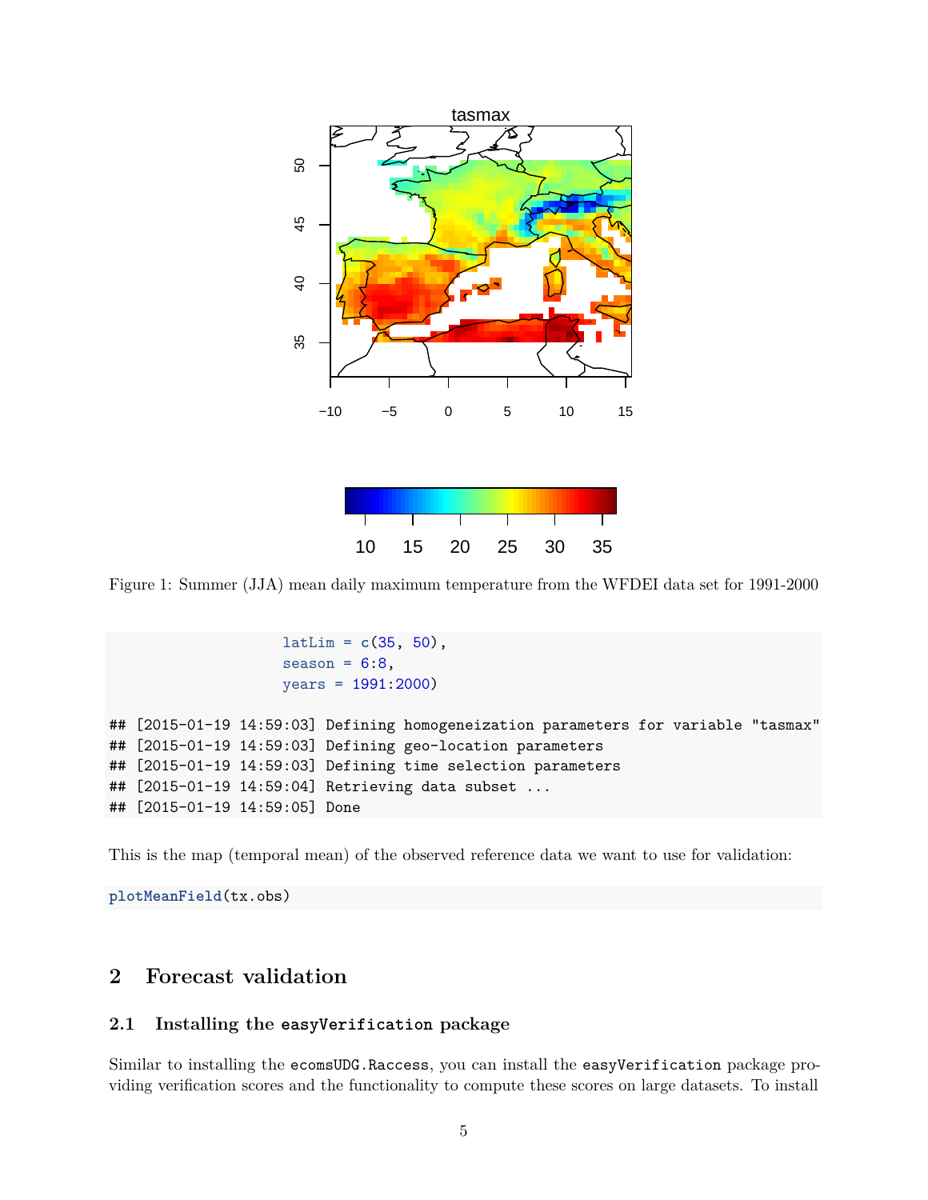Figure 1: Summer (JJA) mean daily maximum temperature from the WFDEI data set for 1991-2000

```
                    latLim = c(35, 50),
                    season = 6:8,
                    years = 1991:2000)

## [2015-01-19 14:59:03] Defining homogeneization parameters for variable "tasmax"
## [2015-01-19 14:59:03] Defining geo-location parameters
## [2015-01-19 14:59:03] Defining time selection parameters
## [2015-01-19 14:59:04] Retrieving data subset ...
## [2015-01-19 14:59:05] Done
```

This is the map (temporal mean) of the observed reference data we want to use for validation:

```
plotMeanField(tx.obs)
```

## 2 Forecast validation

### 2.1 Installing the easyVerification package

Similar to installing the `ecomsUDG.Raccess`, you can install the `easyVerification` package providing verification scores and the functionality to compute these scores on large datasets. To install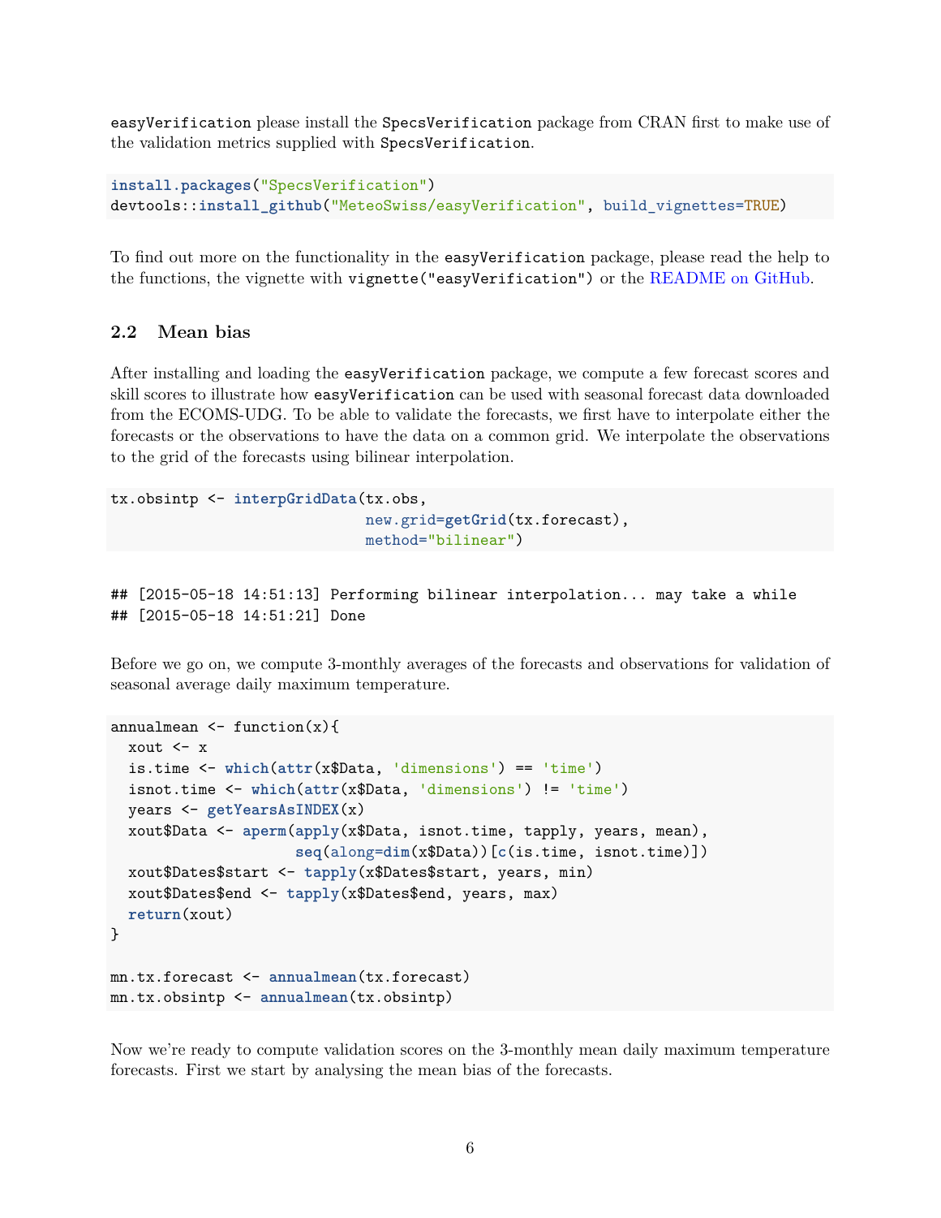easyVerification please install the SpecsVerification package from CRAN first to make use of the validation metrics supplied with SpecsVerification.

```
install.packages("SpecsVerification")
devtools::install_github("MeteoSwiss/easyVerification", build_vignettes=TRUE)
```

To find out more on the functionality in the easyVerification package, please read the help to the functions, the vignette with vignette("easyVerification") or the README on GitHub.

### 2.2 Mean bias

After installing and loading the easyVerification package, we compute a few forecast scores and skill scores to illustrate how easyVerification can be used with seasonal forecast data downloaded from the ECOMS-UDG. To be able to validate the forecasts, we first have to interpolate either the forecasts or the observations to have the data on a common grid. We interpolate the observations to the grid of the forecasts using bilinear interpolation.

```
tx.obsintp <- interpGridData(tx.obs,
                             new.grid=getGrid(tx.forecast),
                             method="bilinear")
```

```
## [2015-05-18 14:51:13] Performing bilinear interpolation... may take a while
## [2015-05-18 14:51:21] Done
```

Before we go on, we compute 3-monthly averages of the forecasts and observations for validation of seasonal average daily maximum temperature.

```
annualmean <- function(x){
  xout <- x
  is.time <- which(attr(x$Data, 'dimensions') == 'time')
  isnot.time <- which(attr(x$Data, 'dimensions') != 'time')
  years <- getYearsAsINDEX(x)
  xout$Data <- aperm(apply(x$Data, isnot.time, tapply, years, mean),
                     seq(along=dim(x$Data))[c(is.time, isnot.time)])
  xout$Dates$start <- tapply(x$Dates$start, years, min)
  xout$Dates$end <- tapply(x$Dates$end, years, max)
  return(xout)
}

mn.tx.forecast <- annualmean(tx.forecast)
mn.tx.obsintp <- annualmean(tx.obsintp)
```

Now we're ready to compute validation scores on the 3-monthly mean daily maximum temperature forecasts. First we start by analysing the mean bias of the forecasts.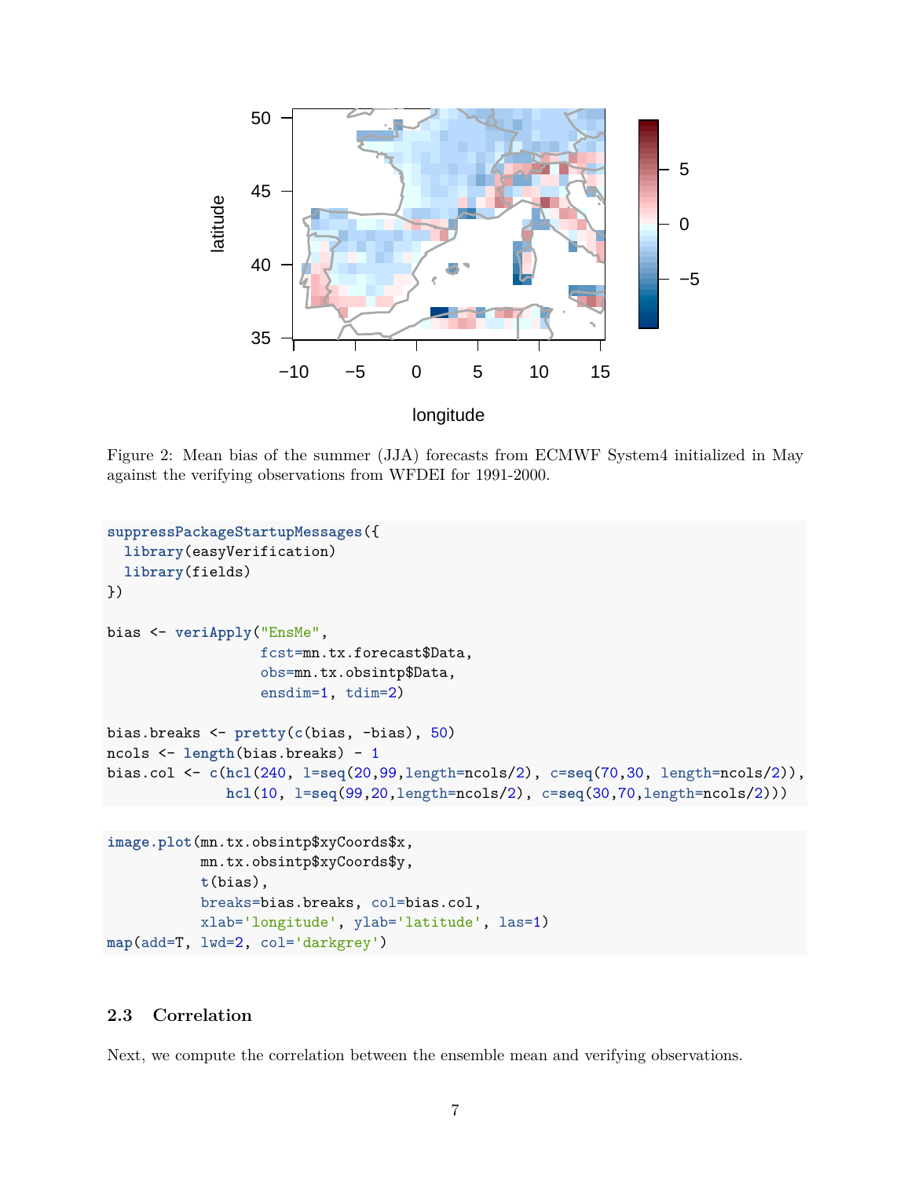Figure 2: Mean bias of the summer (JJA) forecasts from ECMWF System4 initialized in May against the verifying observations from WFDEI for 1991-2000.

```
suppressPackageStartupMessages({
  library(easyVerification)
  library(fields)
})

bias <- veriApply("EnsMe",
                  fcst=mn.tx.forecast$Data,
                  obs=mn.tx.obsintp$Data,
                  ensdim=1, tdim=2)

bias.breaks <- pretty(c(bias, -bias), 50)
ncols <- length(bias.breaks) - 1
bias.col <- c(hcl(240, l=seq(20,99,length=ncols/2), c=seq(70,30, length=ncols/2)),
              hcl(10, l=seq(99,20,length=ncols/2), c=seq(30,70,length=ncols/2)))
```

```
image.plot(mn.tx.obsintp$xyCoords$x,
           mn.tx.obsintp$xyCoords$y,
           t(bias),
           breaks=bias.breaks, col=bias.col,
           xlab='longitude', ylab='latitude', las=1)
map(add=T, lwd=2, col='darkgrey')
```

### 2.3 Correlation

Next, we compute the correlation between the ensemble mean and verifying observations.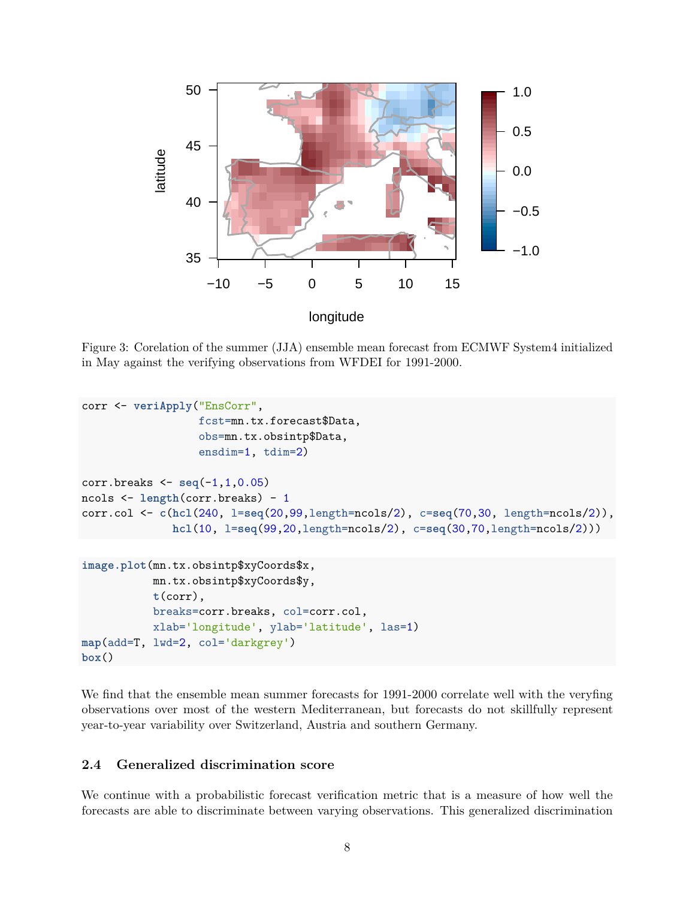Figure 3: Corelation of the summer (JJA) ensemble mean forecast from ECMWF System4 initialized in May against the verifying observations from WFDEI for 1991-2000.

```
corr <- veriApply("EnsCorr",
                  fcst=mn.tx.forecast$Data,
                  obs=mn.tx.obsintp$Data,
                  ensdim=1, tdim=2)

corr.breaks <- seq(-1,1,0.05)
ncols <- length(corr.breaks) - 1
corr.col <- c(hcl(240, l=seq(20,99,length=ncols/2), c=seq(70,30, length=ncols/2)),
              hcl(10, l=seq(99,20,length=ncols/2), c=seq(30,70,length=ncols/2)))
```

```
image.plot(mn.tx.obsintp$xyCoords$x,
           mn.tx.obsintp$xyCoords$y,
           t(corr),
           breaks=corr.breaks, col=corr.col,
           xlab='longitude', ylab='latitude', las=1)
map(add=T, lwd=2, col='darkgrey')
box()
```

We find that the ensemble mean summer forecasts for 1991-2000 correlate well with the veryfing observations over most of the western Mediterranean, but forecasts do not skillfully represent year-to-year variability over Switzerland, Austria and southern Germany.

### 2.4 Generalized discrimination score

We continue with a probabilistic forecast verification metric that is a measure of how well the forecasts are able to discriminate between varying observations. This generalized discrimination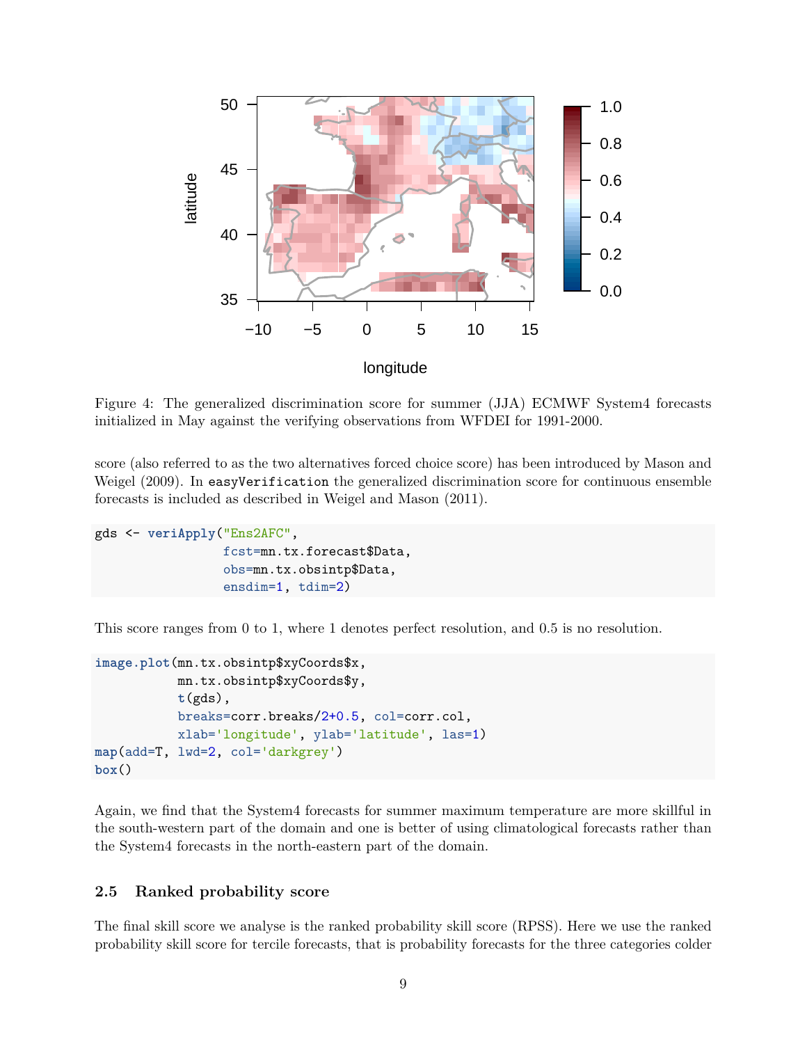Figure 4: The generalized discrimination score for summer (JJA) ECMWF System4 forecasts initialized in May against the verifying observations from WFDEI for 1991-2000.

score (also referred to as the two alternatives forced choice score) has been introduced by Mason and Weigel (2009). In `easyVerification` the generalized discrimination score for continuous ensemble forecasts is included as described in Weigel and Mason (2011).

```
gds <- veriApply("Ens2AFC",
                 fcst=mn.tx.forecast$Data,
                 obs=mn.tx.obsintp$Data,
                 ensdim=1, tdim=2)
```

This score ranges from 0 to 1, where 1 denotes perfect resolution, and 0.5 is no resolution.

```
image.plot(mn.tx.obsintp$xyCoords$x,
           mn.tx.obsintp$xyCoords$y,
           t(gds),
           breaks=corr.breaks/2+0.5, col=corr.col,
           xlab='longitude', ylab='latitude', las=1)
map(add=T, lwd=2, col='darkgrey')
box()
```

Again, we find that the System4 forecasts for summer maximum temperature are more skillful in the south-western part of the domain and one is better of using climatological forecasts rather than the System4 forecasts in the north-eastern part of the domain.

### 2.5 Ranked probability score

The final skill score we analyse is the ranked probability skill score (RPSS). Here we use the ranked probability skill score for tercile forecasts, that is probability forecasts for the three categories colder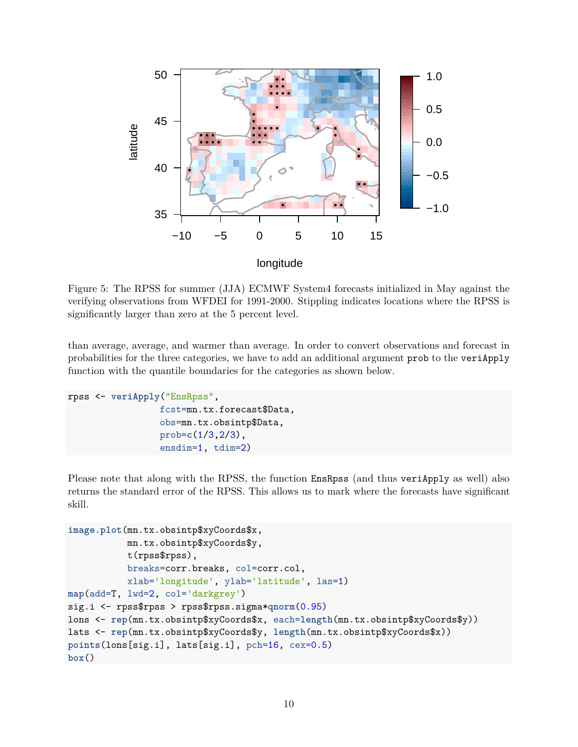Figure 5: The RPSS for summer (JJA) ECMWF System4 forecasts initialized in May against the verifying observations from WFDEI for 1991-2000. Stippling indicates locations where the RPSS is significantly larger than zero at the 5 percent level.

than average, average, and warmer than average. In order to convert observations and forecast in probabilities for the three categories, we have to add an additional argument `prob` to the `veriApply` function with the quantile boundaries for the categories as shown below.

```
rpss <- veriApply("EnsRpss",
                  fcst=mn.tx.forecast$Data,
                  obs=mn.tx.obsintp$Data,
                  prob=c(1/3,2/3),
                  ensdim=1, tdim=2)
```

Please note that along with the RPSS, the function `EnsRpss` (and thus `veriApply` as well) also returns the standard error of the RPSS. This allows us to mark where the forecasts have significant skill.

```
image.plot(mn.tx.obsintp$xyCoords$x,
           mn.tx.obsintp$xyCoords$y,
           t(rpss$rpss),
           breaks=corr.breaks, col=corr.col,
           xlab='longitude', ylab='latitude', las=1)
map(add=T, lwd=2, col='darkgrey')
sig.i <- rpss$rpss > rpss$rpss.sigma*qnorm(0.95)
lons <- rep(mn.tx.obsintp$xyCoords$x, each=length(mn.tx.obsintp$xyCoords$y))
lats <- rep(mn.tx.obsintp$xyCoords$y, length(mn.tx.obsintp$xyCoords$x))
points(lons[sig.i], lats[sig.i], pch=16, cex=0.5)
box()
```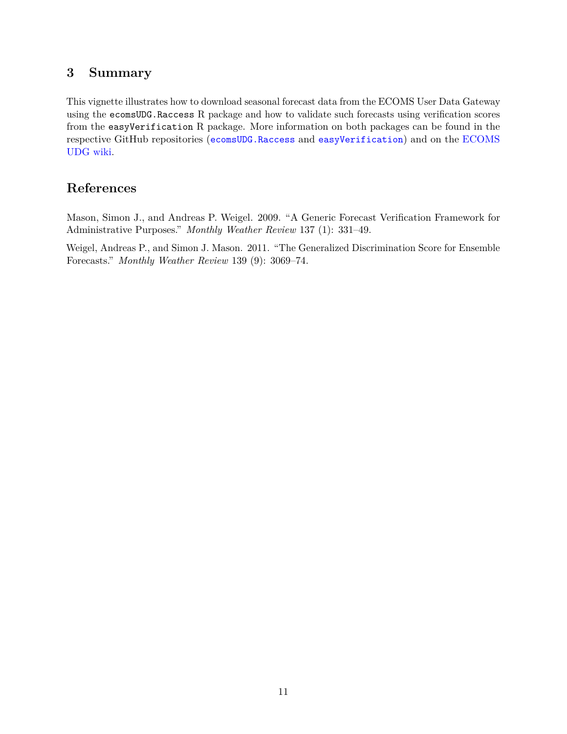## 3 Summary

This vignette illustrates how to download seasonal forecast data from the ECOMS User Data Gateway using the `ecomsUDG.Raccess` R package and how to validate such forecasts using verification scores from the `easyVerification` R package. More information on both packages can be found in the respective GitHub repositories (`ecomsUDG.Raccess` and `easyVerification`) and on the ECOMS UDG wiki.

## References

Mason, Simon J., and Andreas P. Weigel. 2009. "A Generic Forecast Verification Framework for Administrative Purposes." *Monthly Weather Review* 137 (1): 331–49.

Weigel, Andreas P., and Simon J. Mason. 2011. "The Generalized Discrimination Score for Ensemble Forecasts." *Monthly Weather Review* 139 (9): 3069–74.